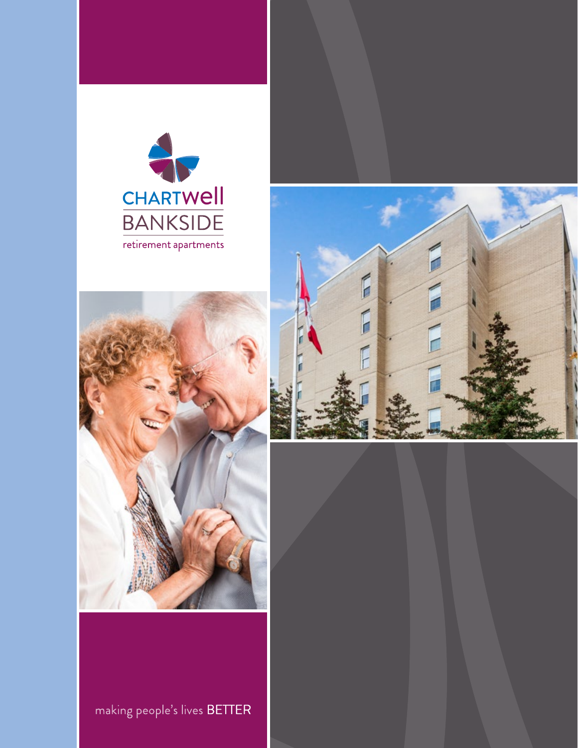CHARTWell

# BANKSIDE

retirement apartments

making people's lives BETTER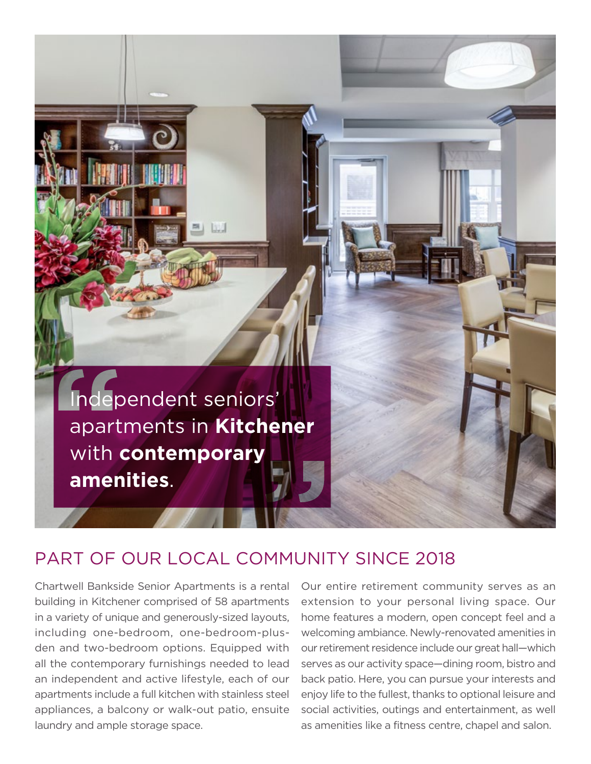> Independent seniors' apartments in **Kitchener** with **contemporary amenities**.

## PART OF OUR LOCAL COMMUNITY SINCE 2018

Chartwell Bankside Senior Apartments is a rental building in Kitchener comprised of 58 apartments in a variety of unique and generously-sized layouts, including one-bedroom, one-bedroom-plus-den and two-bedroom options. Equipped with all the contemporary furnishings needed to lead an independent and active lifestyle, each of our apartments include a full kitchen with stainless steel appliances, a balcony or walk-out patio, ensuite laundry and ample storage space.

Our entire retirement community serves as an extension to your personal living space. Our home features a modern, open concept feel and a welcoming ambiance. Newly-renovated amenities in our retirement residence include our great hall—which serves as our activity space—dining room, bistro and back patio. Here, you can pursue your interests and enjoy life to the fullest, thanks to optional leisure and social activities, outings and entertainment, as well as amenities like a fitness centre, chapel and salon.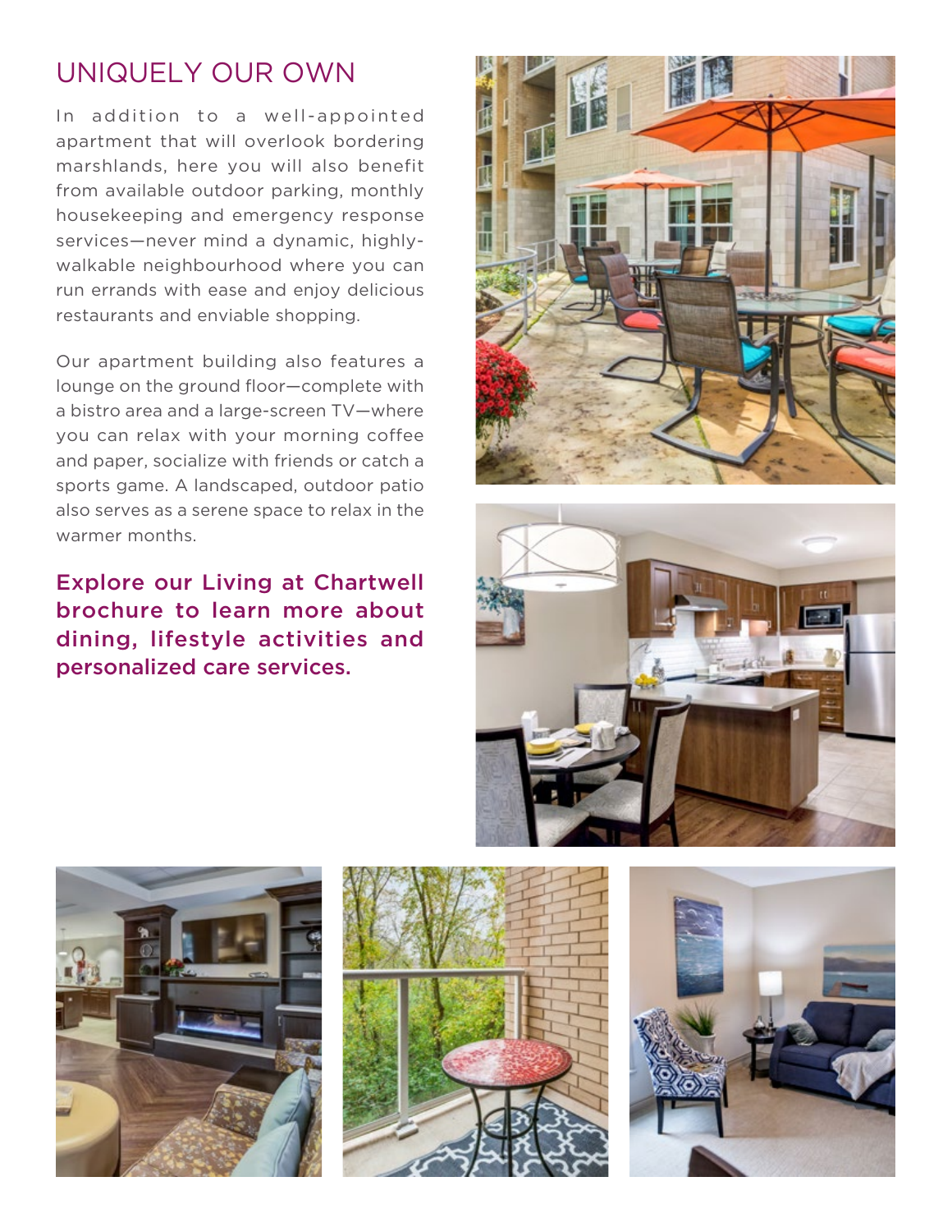## UNIQUELY OUR OWN

In addition to a well-appointed apartment that will overlook bordering marshlands, here you will also benefit from available outdoor parking, monthly housekeeping and emergency response services—never mind a dynamic, highly-walkable neighbourhood where you can run errands with ease and enjoy delicious restaurants and enviable shopping.

Our apartment building also features a lounge on the ground floor—complete with a bistro area and a large-screen TV—where you can relax with your morning coffee and paper, socialize with friends or catch a sports game. A landscaped, outdoor patio also serves as a serene space to relax in the warmer months.

**Explore our Living at Chartwell brochure to learn more about dining, lifestyle activities and personalized care services.**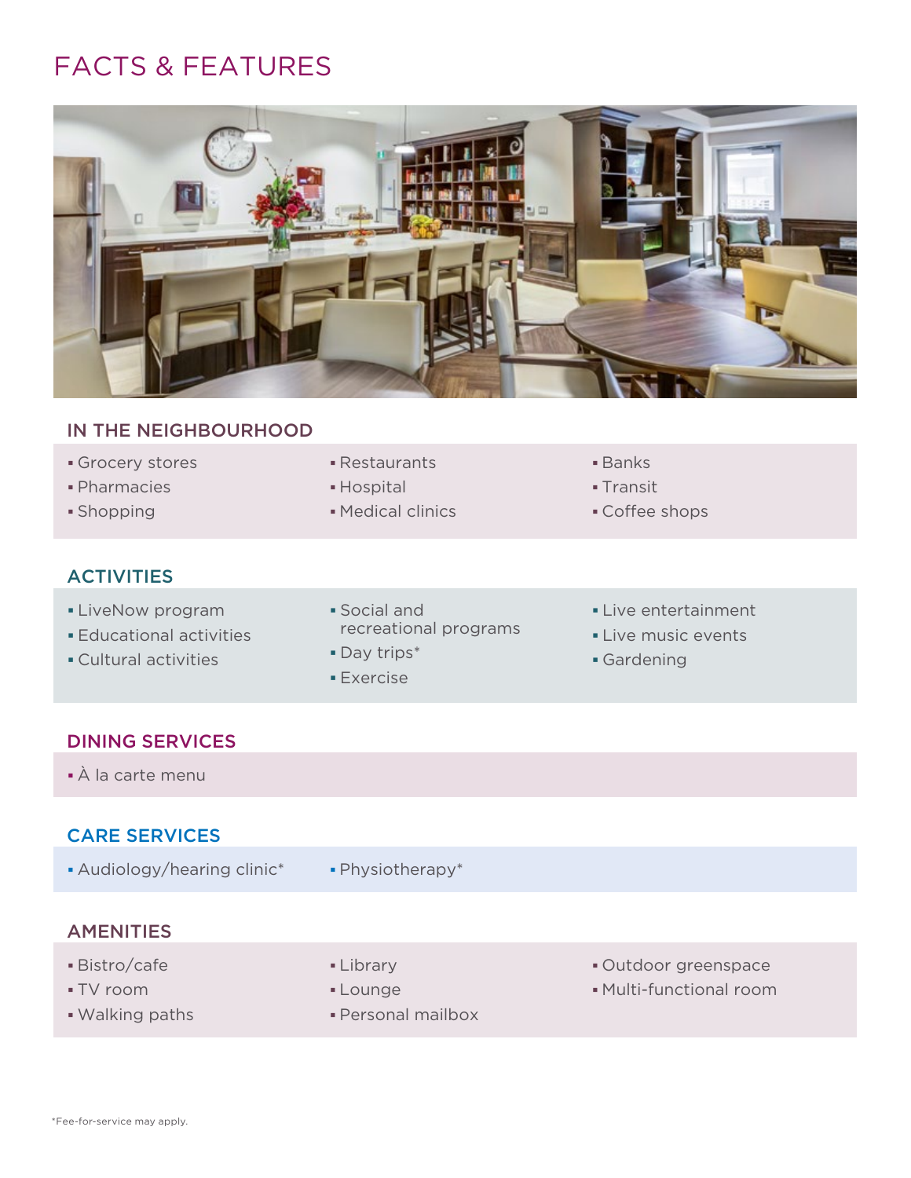# FACTS & FEATURES

## IN THE NEIGHBOURHOOD

- Grocery stores
- Pharmacies
- Shopping
- Restaurants
- Hospital
- Medical clinics
- Banks
- Transit
- Coffee shops

## ACTIVITIES

- LiveNow program
- Educational activities
- Cultural activities
- Social and recreational programs
- Day trips*
- Exercise
- Live entertainment
- Live music events
- Gardening

## DINING SERVICES

- À la carte menu

## CARE SERVICES

- Audiology/hearing clinic*
- Physiotherapy*

## AMENITIES

- Bistro/cafe
- TV room
- Walking paths
- Library
- Lounge
- Personal mailbox
- Outdoor greenspace
- Multi-functional room

*Fee-for-service may apply.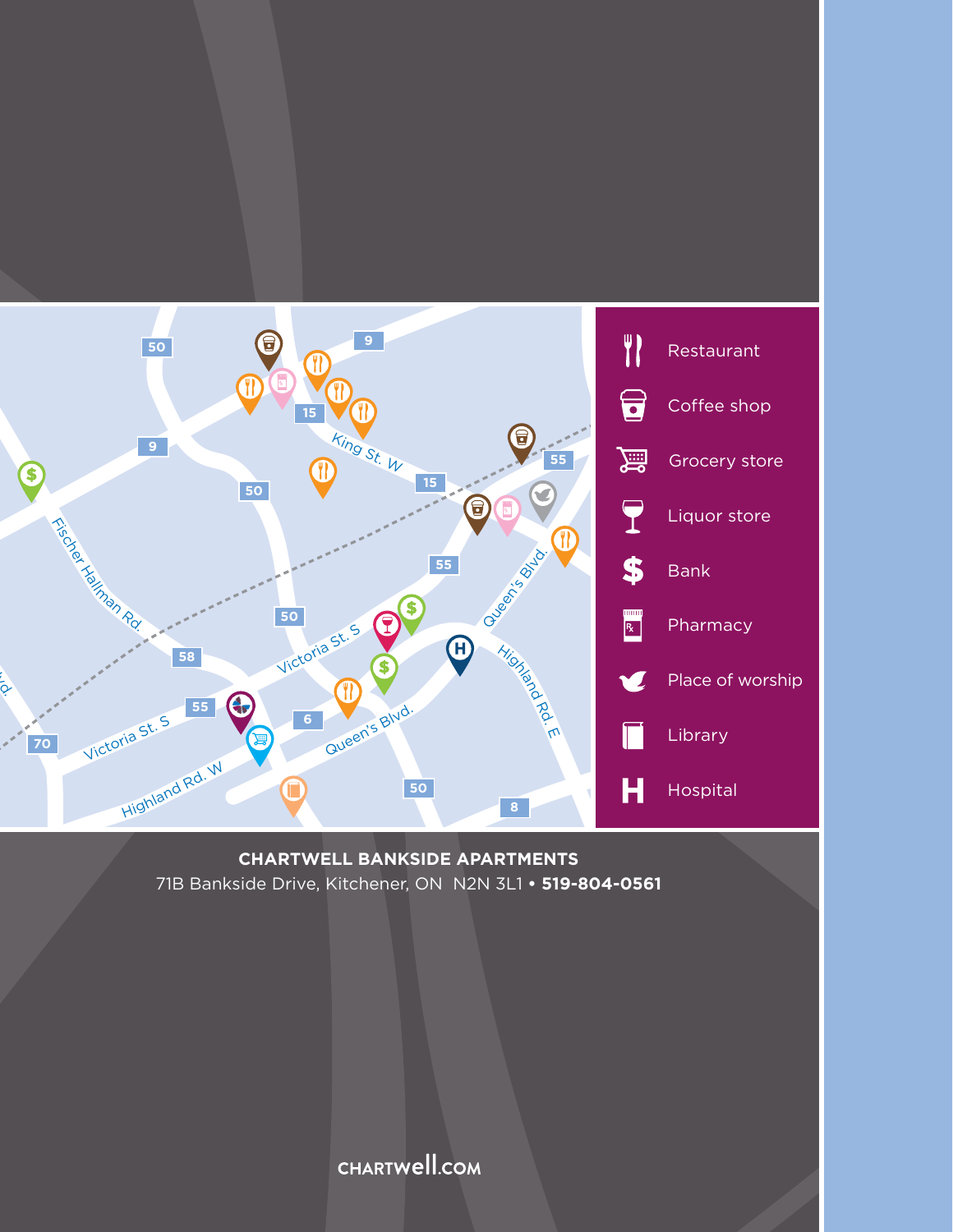Restaurant

Coffee shop

Grocery store

Liquor store

Bank

Pharmacy

Place of worship

Library

Hospital

9
50
15
King St. W
55
Fischer Hallman Rd.
58
Victoria St. S
6
Queen's Blvd.
Highland Rd. E
Highland Rd. W
70
8

**CHARTWELL BANKSIDE APARTMENTS**
71B Bankside Drive, Kitchener, ON N2N 3L1 • **519-804-0561**

CHARTWELL.COM